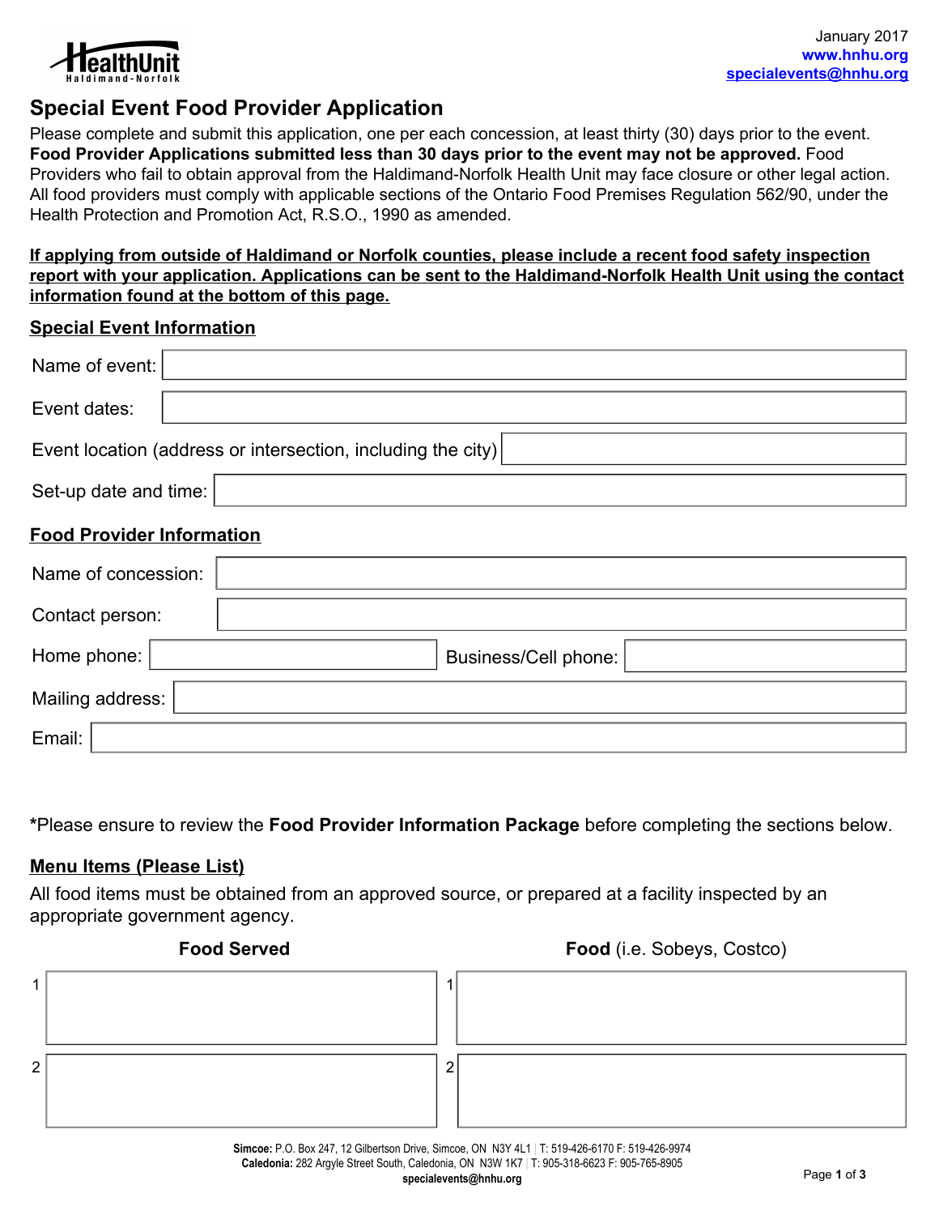HealthUnit Haldimand-Norfolk

January 2017
www.hnhu.org
specialevents@hnhu.org

# Special Event Food Provider Application

Please complete and submit this application, one per each concession, at least thirty (30) days prior to the event. **Food Provider Applications submitted less than 30 days prior to the event may not be approved.** Food Providers who fail to obtain approval from the Haldimand-Norfolk Health Unit may face closure or other legal action. All food providers must comply with applicable sections of the Ontario Food Premises Regulation 562/90, under the Health Protection and Promotion Act, R.S.O., 1990 as amended.

**If applying from outside of Haldimand or Norfolk counties, please include a recent food safety inspection report with your application. Applications can be sent to the Haldimand-Norfolk Health Unit using the contact information found at the bottom of this page.**

## Special Event Information

Name of event:

Event dates:

Event location (address or intersection, including the city)

Set-up date and time:

## Food Provider Information

Name of concession:

Contact person:

Home phone: Business/Cell phone:

Mailing address:

Email:

*Please ensure to review the **Food Provider Information Package** before completing the sections below.

## Menu Items (Please List)

All food items must be obtained from an approved source, or prepared at a facility inspected by an appropriate government agency.

| | **Food Served** | | **Food** (i.e. Sobeys, Costco) |
|---|---|---|---|
| 1 | | 1 | |
| 2 | | 2 | |

**Simcoe:** P.O. Box 247, 12 Gilbertson Drive, Simcoe, ON N3Y 4L1 | T: 519-426-6170 F: 519-426-9974
**Caledonia:** 282 Argyle Street South, Caledonia, ON N3W 1K7 | T: 905-318-6623 F: 905-765-8905
**specialevents@hnhu.org**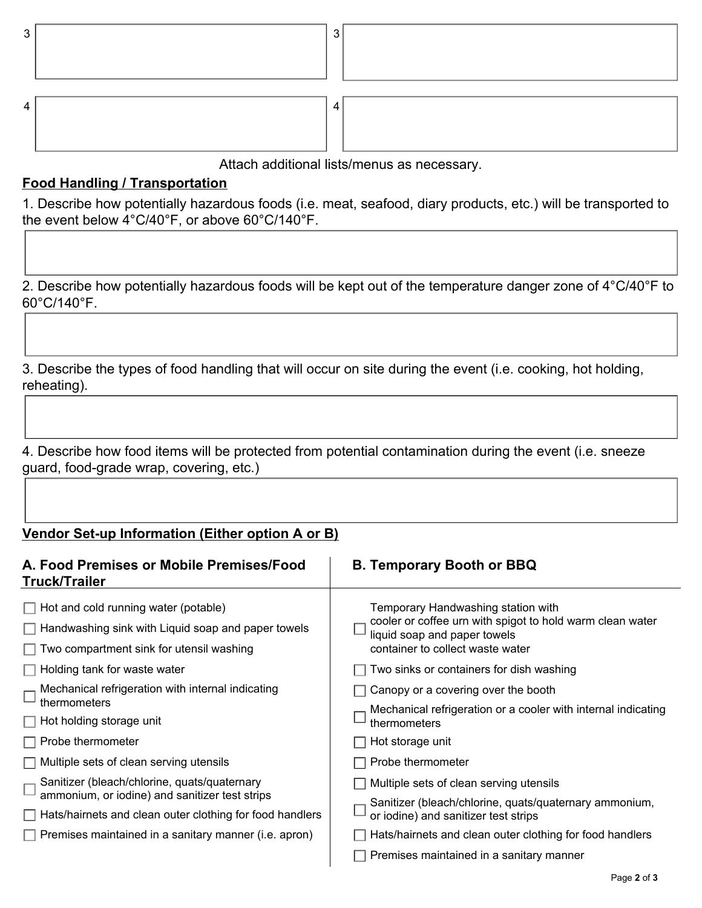| 3 | | 3 | |
|---|---|---|---|
| 4 | | 4 | |

Attach additional lists/menus as necessary.

## Food Handling / Transportation

1. Describe how potentially hazardous foods (i.e. meat, seafood, diary products, etc.) will be transported to the event below 4°C/40°F, or above 60°C/140°F.

2. Describe how potentially hazardous foods will be kept out of the temperature danger zone of 4°C/40°F to 60°C/140°F.

3. Describe the types of food handling that will occur on site during the event (i.e. cooking, hot holding, reheating).

4. Describe how food items will be protected from potential contamination during the event (i.e. sneeze guard, food-grade wrap, covering, etc.)

## Vendor Set-up Information (Either option A or B)

### A. Food Premises or Mobile Premises/Food Truck/Trailer

- ☐ Hot and cold running water (potable)
- ☐ Handwashing sink with Liquid soap and paper towels
- ☐ Two compartment sink for utensil washing
- ☐ Holding tank for waste water
- ☐ Mechanical refrigeration with internal indicating thermometers
- ☐ Hot holding storage unit
- ☐ Probe thermometer
- ☐ Multiple sets of clean serving utensils
- ☐ Sanitizer (bleach/chlorine, quats/quaternary ammonium, or iodine) and sanitizer test strips
- ☐ Hats/hairnets and clean outer clothing for food handlers
- ☐ Premises maintained in a sanitary manner (i.e. apron)

### B. Temporary Booth or BBQ

- ☐ Temporary Handwashing station with cooler or coffee urn with spigot to hold warm clean water liquid soap and paper towels container to collect waste water
- ☐ Two sinks or containers for dish washing
- ☐ Canopy or a covering over the booth
- ☐ Mechanical refrigeration or a cooler with internal indicating thermometers
- ☐ Hot storage unit
- ☐ Probe thermometer
- ☐ Multiple sets of clean serving utensils
- ☐ Sanitizer (bleach/chlorine, quats/quaternary ammonium, or iodine) and sanitizer test strips
- ☐ Hats/hairnets and clean outer clothing for food handlers
- ☐ Premises maintained in a sanitary manner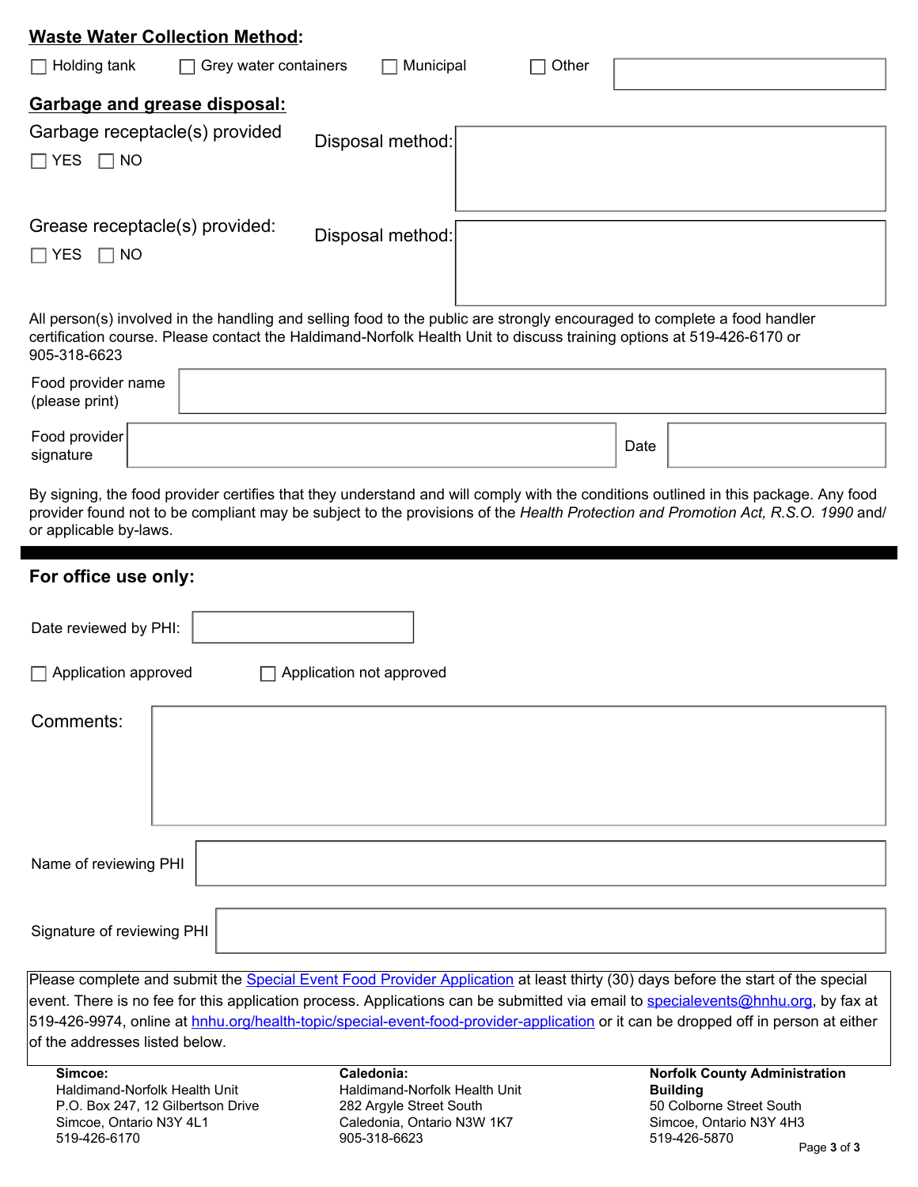## Waste Water Collection Method:

☐ Holding tank ☐ Grey water containers ☐ Municipal ☐ Other

## Garbage and grease disposal:

Garbage receptacle(s) provided

☐ YES ☐ NO

Disposal method:

Grease receptacle(s) provided:

☐ YES ☐ NO

Disposal method:

All person(s) involved in the handling and selling food to the public are strongly encouraged to complete a food handler certification course. Please contact the Haldimand-Norfolk Health Unit to discuss training options at 519-426-6170 or 905-318-6623

| | |
|---|---|
| Food provider name (please print) | |

| | | | |
|---|---|---|---|
| Food provider signature | | Date | |

By signing, the food provider certifies that they understand and will comply with the conditions outlined in this package. Any food provider found not to be compliant may be subject to the provisions of the *Health Protection and Promotion Act, R.S.O. 1990* and/or applicable by-laws.

---

## For office use only:

Date reviewed by PHI:

☐ Application approved ☐ Application not approved

Comments:

Name of reviewing PHI

Signature of reviewing PHI

Please complete and submit the [Special Event Food Provider Application](#) at least thirty (30) days before the start of the special event. There is no fee for this application process. Applications can be submitted via email to [specialevents@hnhu.org](mailto:specialevents@hnhu.org), by fax at 519-426-9974, online at [hnhu.org/health-topic/special-event-food-provider-application](#) or it can be dropped off in person at either of the addresses listed below.

**Simcoe:**
Haldimand-Norfolk Health Unit
P.O. Box 247, 12 Gilbertson Drive
Simcoe, Ontario N3Y 4L1
519-426-6170

**Caledonia:**
Haldimand-Norfolk Health Unit
282 Argyle Street South
Caledonia, Ontario N3W 1K7
905-318-6623

**Norfolk County Administration Building**
50 Colborne Street South
Simcoe, Ontario N3Y 4H3
519-426-5870